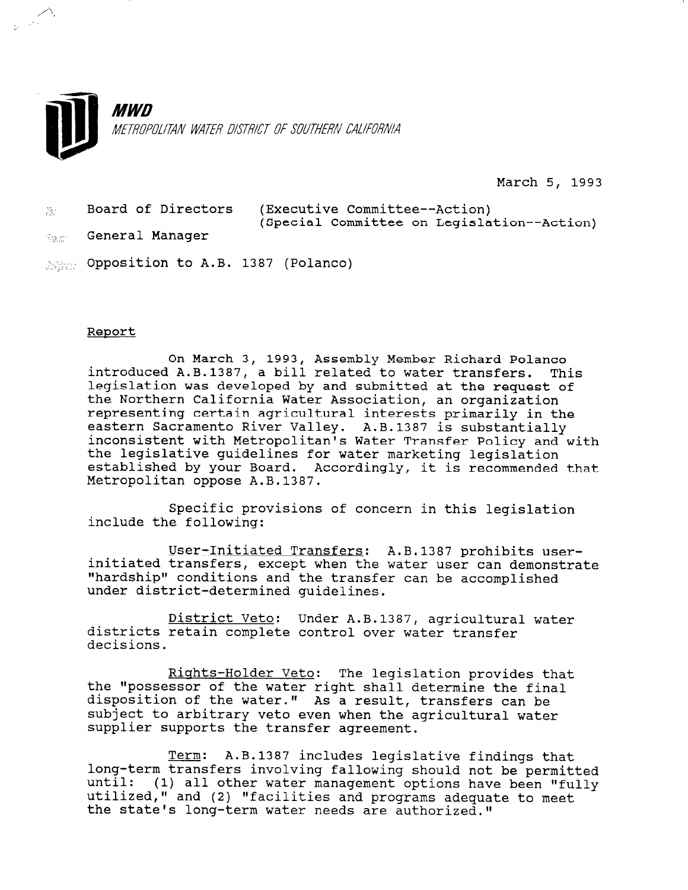**MWD**

*METROPOLITAN WATER DISTRICT OF SOUTHERN CALIFORNIA*

March 5, 1993

To: Board of Directors (Executive Committee--Action)
(Special Committee on Legislation--Action)

From: General Manager

Subject: Opposition to A.B. 1387 (Polanco)

## Report

On March 3, 1993, Assembly Member Richard Polanco introduced A.B.1387, a bill related to water transfers. This legislation was developed by and submitted at the request of the Northern California Water Association, an organization representing certain agricultural interests primarily in the eastern Sacramento River Valley. A.B.1387 is substantially inconsistent with Metropolitan's Water Transfer Policy and with the legislative guidelines for water marketing legislation established by your Board. Accordingly, it is recommended that Metropolitan oppose A.B.1387.

Specific provisions of concern in this legislation include the following:

User-Initiated Transfers: A.B.1387 prohibits user-initiated transfers, except when the water user can demonstrate "hardship" conditions and the transfer can be accomplished under district-determined guidelines.

District Veto: Under A.B.1387, agricultural water districts retain complete control over water transfer decisions.

Rights-Holder Veto: The legislation provides that the "possessor of the water right shall determine the final disposition of the water." As a result, transfers can be subject to arbitrary veto even when the agricultural water supplier supports the transfer agreement.

Term: A.B.1387 includes legislative findings that long-term transfers involving fallowing should not be permitted until: (1) all other water management options have been "fully utilized," and (2) "facilities and programs adequate to meet the state's long-term water needs are authorized."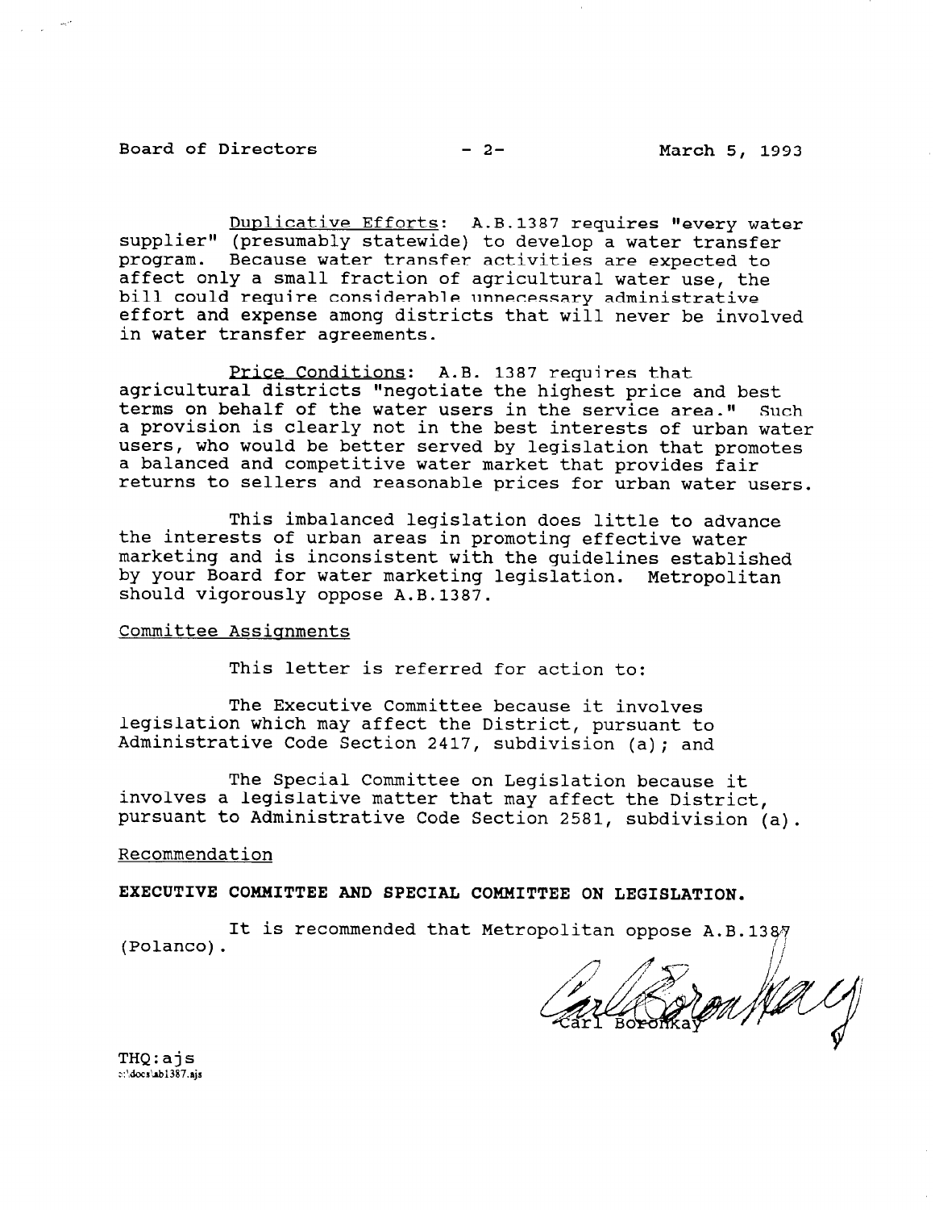Duplicative Efforts: A.B.1387 requires "every water supplier" (presumably statewide) to develop a water transfer program. Because water transfer activities are expected to affect only a small fraction of agricultural water use, the bill could require considerable unnecessary administrative effort and expense among districts that will never be involved in water transfer agreements.

Price Conditions: A.B. 1387 requires that agricultural districts "negotiate the highest price and best terms on behalf of the water users in the service area." Such a provision is clearly not in the best interests of urban water users, who would be better served by legislation that promotes a balanced and competitive water market that provides fair returns to sellers and reasonable prices for urban water users.

This imbalanced legislation does little to advance the interests of urban areas in promoting effective water marketing and is inconsistent with the guidelines established by your Board for water marketing legislation. Metropolitan should vigorously oppose A.B.1387.

Committee Assignments

This letter is referred for action to:

The Executive Committee because it involves legislation which may affect the District, pursuant to Administrative Code Section 2417, subdivision (a); and

The Special Committee on Legislation because it involves a legislative matter that may affect the District, pursuant to Administrative Code Section 2581, subdivision (a).

Recommendation

**EXECUTIVE COMMITTEE AND SPECIAL COMMITTEE ON LEGISLATION.**

It is recommended that Metropolitan oppose A.B.1387 (Polanco).

Carl Boronkay

THQ:ajs
c:\docs\ab1387.ajs